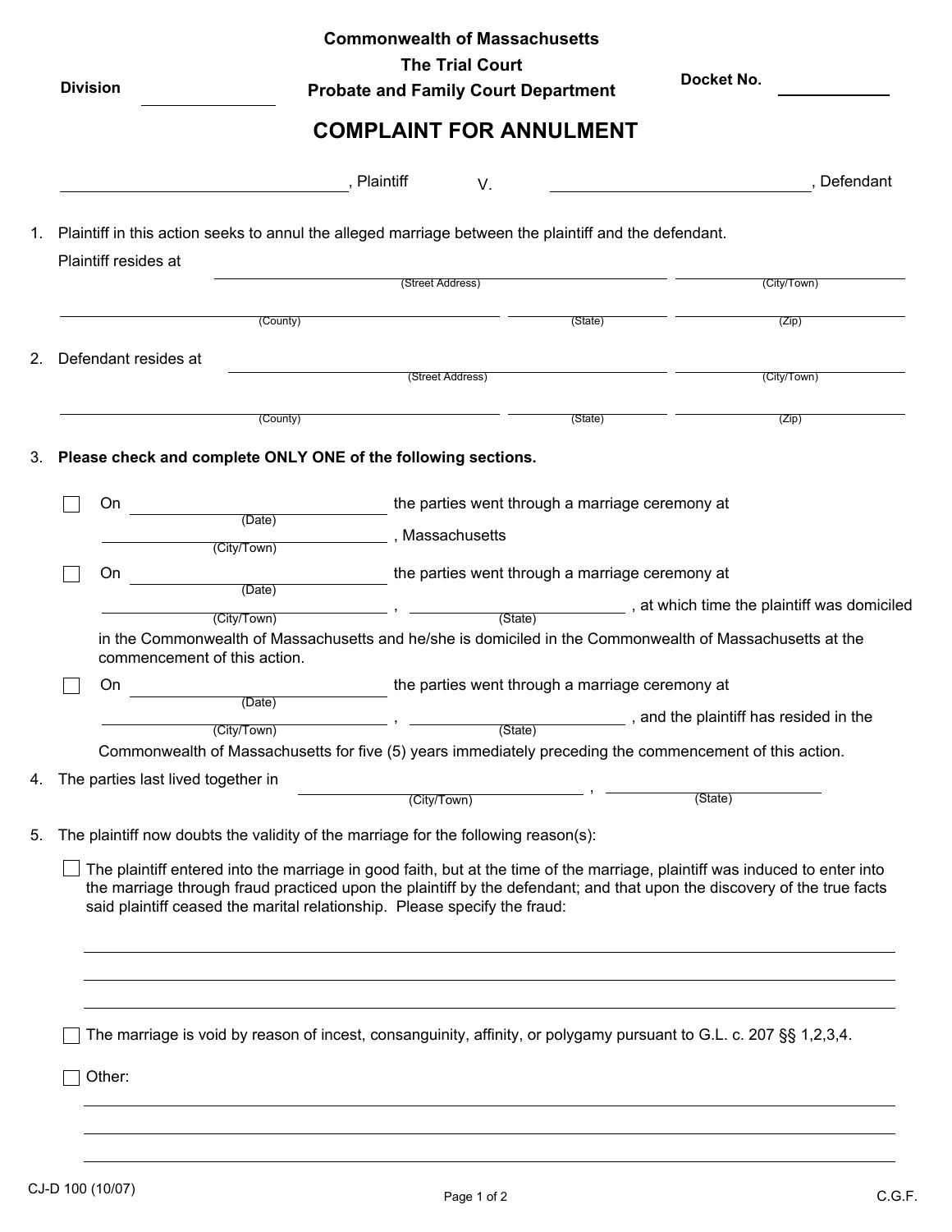Commonwealth of Massachusetts
The Trial Court
Probate and Family Court Department

Division \_\_\_\_\_\_\_\_\_\_\_\_\_\_

Docket No. \_\_\_\_\_\_\_\_\_\_\_\_

# COMPLAINT FOR ANNULMENT

\_\_\_\_\_\_\_\_\_\_\_\_\_\_\_\_\_\_\_\_\_\_\_\_\_\_\_\_\_\_, Plaintiff V. \_\_\_\_\_\_\_\_\_\_\_\_\_\_\_\_\_\_\_\_\_\_\_\_\_\_\_\_\_\_, Defendant

1. Plaintiff in this action seeks to annul the alleged marriage between the plaintiff and the defendant.

   Plaintiff resides at \_\_\_\_\_\_\_\_\_\_\_\_\_\_\_\_\_\_\_\_\_\_\_\_\_\_\_\_\_\_\_\_\_\_\_\_\_\_\_\_ (Street Address) \_\_\_\_\_\_\_\_\_\_\_\_\_\_\_\_ (City/Town)

   \_\_\_\_\_\_\_\_\_\_\_\_\_\_\_\_\_\_\_\_\_\_\_\_\_\_\_\_ (County) \_\_\_\_\_\_\_\_\_\_\_\_ (State) \_\_\_\_\_\_\_\_\_\_\_\_ (Zip)

2. Defendant resides at \_\_\_\_\_\_\_\_\_\_\_\_\_\_\_\_\_\_\_\_\_\_\_\_\_\_\_\_\_\_\_\_\_\_\_\_\_\_\_\_ (Street Address) \_\_\_\_\_\_\_\_\_\_\_\_\_\_\_\_ (City/Town)

   \_\_\_\_\_\_\_\_\_\_\_\_\_\_\_\_\_\_\_\_\_\_\_\_\_\_\_\_ (County) \_\_\_\_\_\_\_\_\_\_\_\_ (State) \_\_\_\_\_\_\_\_\_\_\_\_ (Zip)

3. **Please check and complete ONLY ONE of the following sections.**

   ☐ On \_\_\_\_\_\_\_\_\_\_\_\_\_\_\_\_\_\_\_\_ (Date) the parties went through a marriage ceremony at \_\_\_\_\_\_\_\_\_\_\_\_\_\_\_\_\_\_\_\_ (City/Town), Massachusetts

   ☐ On \_\_\_\_\_\_\_\_\_\_\_\_\_\_\_\_\_\_\_\_ (Date) the parties went through a marriage ceremony at \_\_\_\_\_\_\_\_\_\_\_\_\_\_\_\_\_\_\_\_ (City/Town), \_\_\_\_\_\_\_\_\_\_\_\_\_\_\_\_ (State), at which time the plaintiff was domiciled in the Commonwealth of Massachusetts and he/she is domiciled in the Commonwealth of Massachusetts at the commencement of this action.

   ☐ On \_\_\_\_\_\_\_\_\_\_\_\_\_\_\_\_\_\_\_\_ (Date) the parties went through a marriage ceremony at \_\_\_\_\_\_\_\_\_\_\_\_\_\_\_\_\_\_\_\_ (City/Town), \_\_\_\_\_\_\_\_\_\_\_\_\_\_\_\_ (State), and the plaintiff has resided in the Commonwealth of Massachusetts for five (5) years immediately preceding the commencement of this action.

4. The parties last lived together in \_\_\_\_\_\_\_\_\_\_\_\_\_\_\_\_\_\_\_\_ (City/Town), \_\_\_\_\_\_\_\_\_\_\_\_\_\_\_\_ (State)

5. The plaintiff now doubts the validity of the marriage for the following reason(s):

   ☐ The plaintiff entered into the marriage in good faith, but at the time of the marriage, plaintiff was induced to enter into the marriage through fraud practiced upon the plaintiff by the defendant; and that upon the discovery of the true facts said plaintiff ceased the marital relationship. Please specify the fraud:

   \_\_\_\_\_\_\_\_\_\_\_\_\_\_\_\_\_\_\_\_\_\_\_\_\_\_\_\_\_\_\_\_\_\_\_\_\_\_\_\_\_\_\_\_\_\_\_\_\_\_\_\_\_\_\_\_\_\_\_\_

   \_\_\_\_\_\_\_\_\_\_\_\_\_\_\_\_\_\_\_\_\_\_\_\_\_\_\_\_\_\_\_\_\_\_\_\_\_\_\_\_\_\_\_\_\_\_\_\_\_\_\_\_\_\_\_\_\_\_\_\_

   \_\_\_\_\_\_\_\_\_\_\_\_\_\_\_\_\_\_\_\_\_\_\_\_\_\_\_\_\_\_\_\_\_\_\_\_\_\_\_\_\_\_\_\_\_\_\_\_\_\_\_\_\_\_\_\_\_\_\_\_

   ☐ The marriage is void by reason of incest, consanguinity, affinity, or polygamy pursuant to G.L. c. 207 §§ 1,2,3,4.

   ☐ Other:

   \_\_\_\_\_\_\_\_\_\_\_\_\_\_\_\_\_\_\_\_\_\_\_\_\_\_\_\_\_\_\_\_\_\_\_\_\_\_\_\_\_\_\_\_\_\_\_\_\_\_\_\_\_\_\_\_\_\_\_\_

   \_\_\_\_\_\_\_\_\_\_\_\_\_\_\_\_\_\_\_\_\_\_\_\_\_\_\_\_\_\_\_\_\_\_\_\_\_\_\_\_\_\_\_\_\_\_\_\_\_\_\_\_\_\_\_\_\_\_\_\_

   \_\_\_\_\_\_\_\_\_\_\_\_\_\_\_\_\_\_\_\_\_\_\_\_\_\_\_\_\_\_\_\_\_\_\_\_\_\_\_\_\_\_\_\_\_\_\_\_\_\_\_\_\_\_\_\_\_\_\_\_

CJ-D 100 (10/07) C.G.F.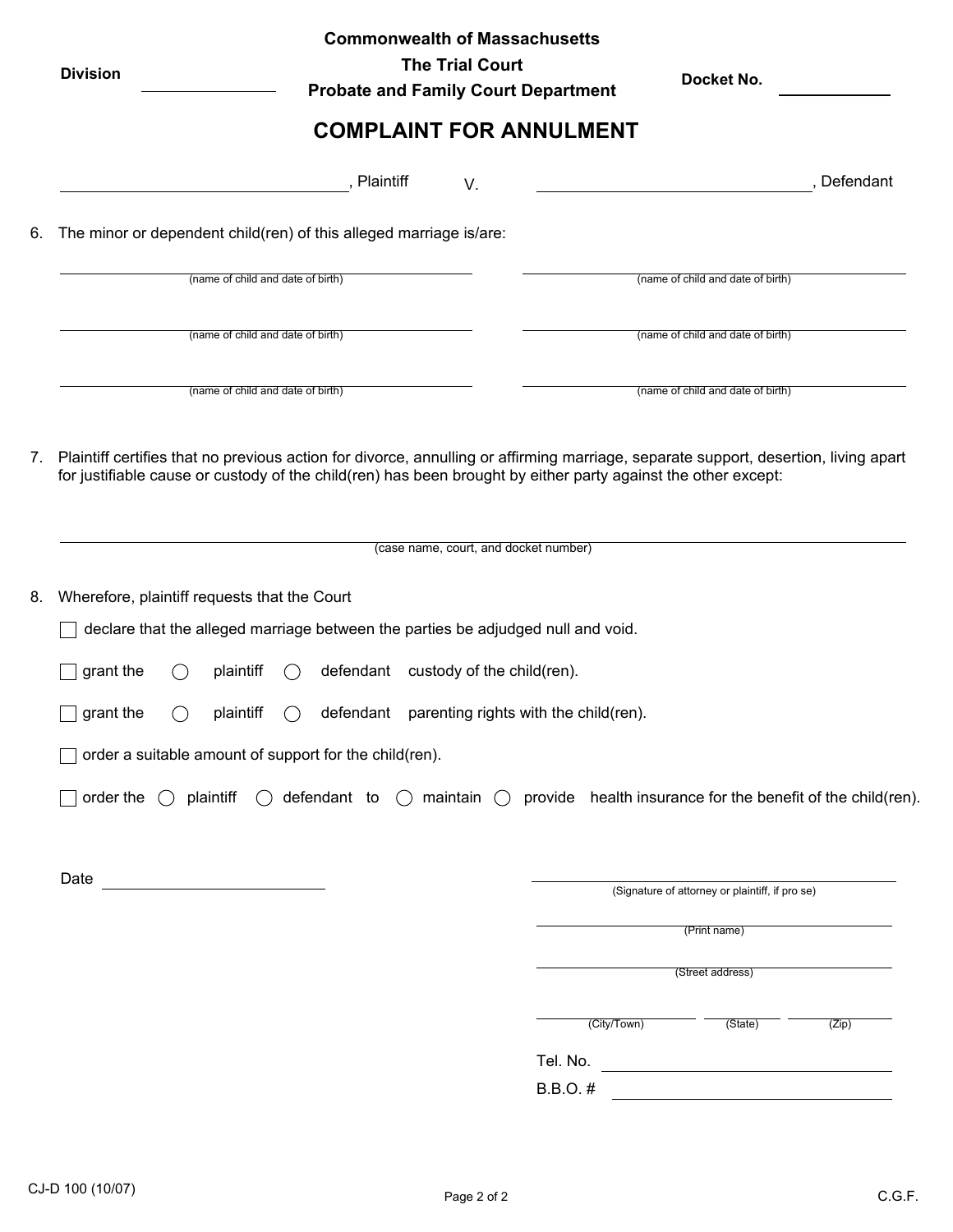Commonwealth of Massachusetts
The Trial Court
Probate and Family Court Department

Division ____________ Docket No. ____________

# COMPLAINT FOR ANNULMENT

______________________________, Plaintiff v. ______________________________, Defendant

6. The minor or dependent child(ren) of this alleged marriage is/are:

| | |
|---|---|
| ______________________ (name of child and date of birth) | ______________________ (name of child and date of birth) |
| ______________________ (name of child and date of birth) | ______________________ (name of child and date of birth) |
| ______________________ (name of child and date of birth) | ______________________ (name of child and date of birth) |

7. Plaintiff certifies that no previous action for divorce, annulling or affirming marriage, separate support, desertion, living apart for justifiable cause or custody of the child(ren) has been brought by either party against the other except:

______________________________________________________________
(case name, court, and docket number)

8. Wherefore, plaintiff requests that the Court

☐ declare that the alleged marriage between the parties be adjudged null and void.

☐ grant the ◯ plaintiff ◯ defendant custody of the child(ren).

☐ grant the ◯ plaintiff ◯ defendant parenting rights with the child(ren).

☐ order a suitable amount of support for the child(ren).

☐ order the ◯ plaintiff ◯ defendant to ◯ maintain ◯ provide health insurance for the benefit of the child(ren).

Date ______________________

______________________________
(Signature of attorney or plaintiff, if pro se)

______________________________
(Print name)

______________________________
(Street address)

______________________ ________ ________
(City/Town) (State) (Zip)

Tel. No. ______________________

B.B.O. # ______________________

CJ-D 100 (10/07) C.G.F.